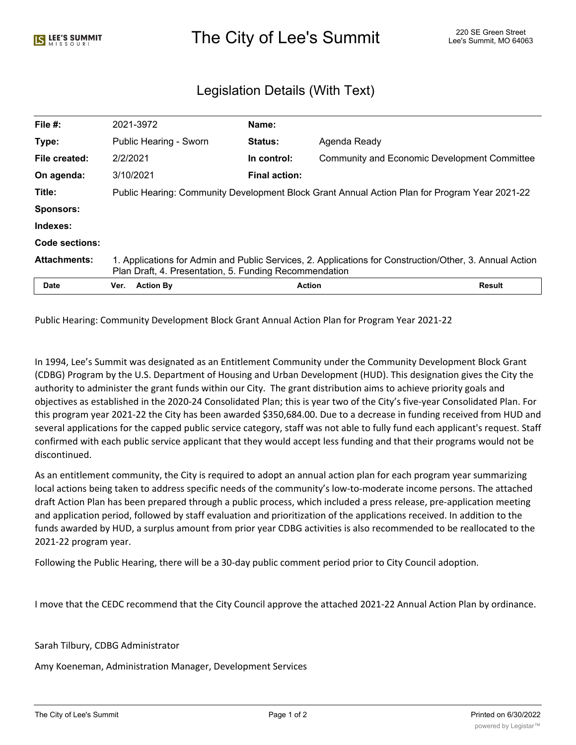# The City of Lee's Summit

220 SE Green Street
Lee's Summit, MO 64063

## Legislation Details (With Text)

| | | | |
|---|---|---|---|
| **File #:** | 2021-3972 | **Name:** | |
| **Type:** | Public Hearing - Sworn | **Status:** | Agenda Ready |
| **File created:** | 2/2/2021 | **In control:** | Community and Economic Development Committee |
| **On agenda:** | 3/10/2021 | **Final action:** | |
| **Title:** | Public Hearing: Community Development Block Grant Annual Action Plan for Program Year 2021-22 | | |
| **Sponsors:** | | | |
| **Indexes:** | | | |
| **Code sections:** | | | |
| **Attachments:** | 1. Applications for Admin and Public Services, 2. Applications for Construction/Other, 3. Annual Action Plan Draft, 4. Presentation, 5. Funding Recommendation | | |

| Date | Ver. | Action By | Action | Result |
|---|---|---|---|---|

Public Hearing: Community Development Block Grant Annual Action Plan for Program Year 2021-22

In 1994, Lee's Summit was designated as an Entitlement Community under the Community Development Block Grant (CDBG) Program by the U.S. Department of Housing and Urban Development (HUD). This designation gives the City the authority to administer the grant funds within our City. The grant distribution aims to achieve priority goals and objectives as established in the 2020-24 Consolidated Plan; this is year two of the City's five-year Consolidated Plan. For this program year 2021-22 the City has been awarded $350,684.00. Due to a decrease in funding received from HUD and several applications for the capped public service category, staff was not able to fully fund each applicant's request. Staff confirmed with each public service applicant that they would accept less funding and that their programs would not be discontinued.

As an entitlement community, the City is required to adopt an annual action plan for each program year summarizing local actions being taken to address specific needs of the community's low-to-moderate income persons. The attached draft Action Plan has been prepared through a public process, which included a press release, pre-application meeting and application period, followed by staff evaluation and prioritization of the applications received. In addition to the funds awarded by HUD, a surplus amount from prior year CDBG activities is also recommended to be reallocated to the 2021-22 program year.

Following the Public Hearing, there will be a 30-day public comment period prior to City Council adoption.

I move that the CEDC recommend that the City Council approve the attached 2021-22 Annual Action Plan by ordinance.

Sarah Tilbury, CDBG Administrator

Amy Koeneman, Administration Manager, Development Services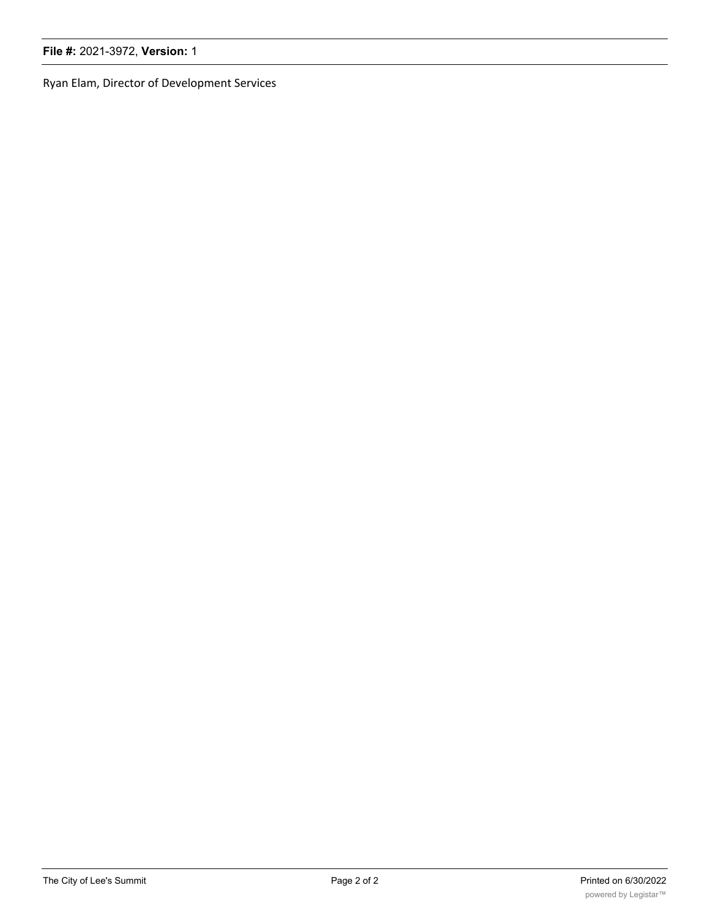Ryan Elam, Director of Development Services